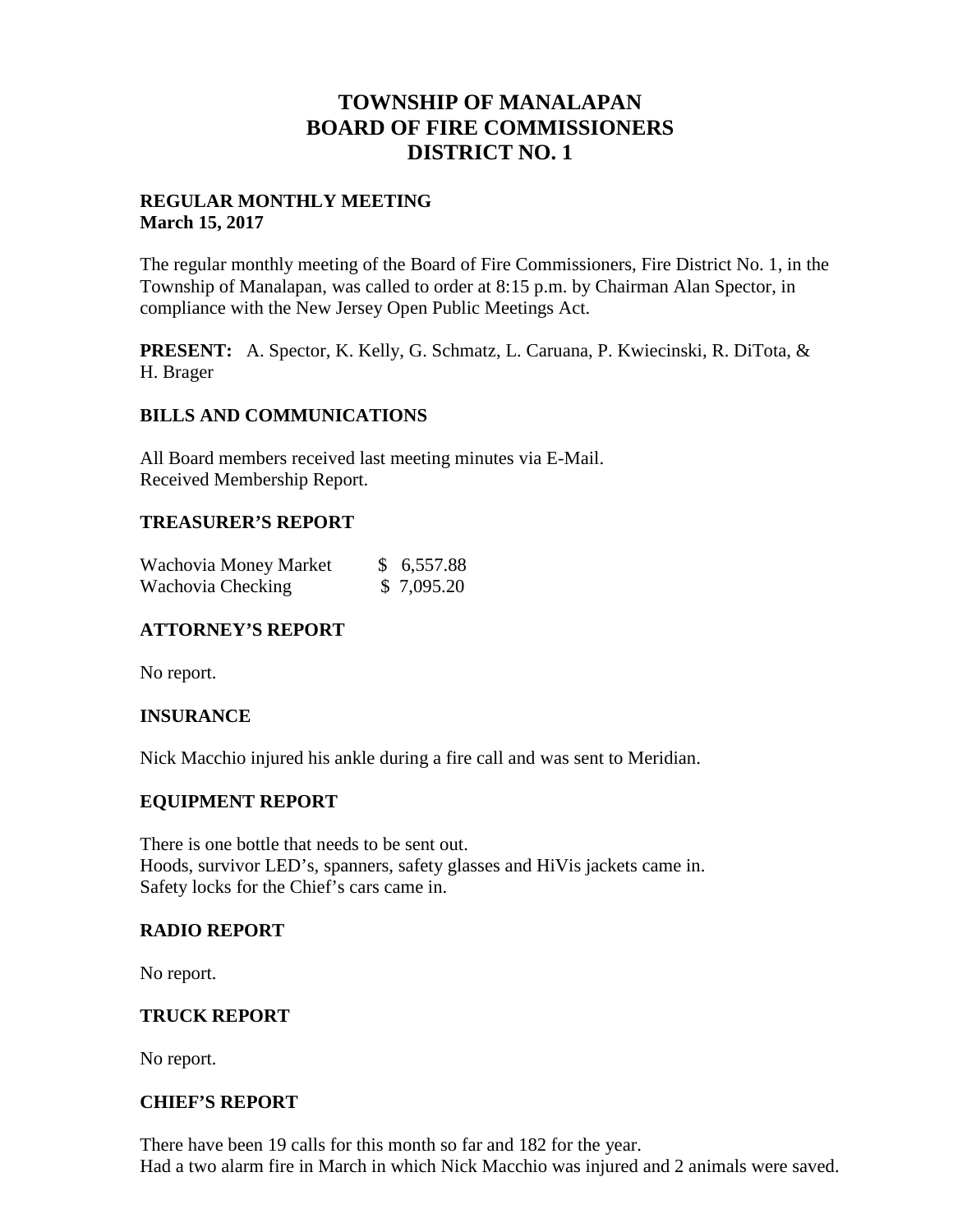# TOWNSHIP OF MANALAPAN
# BOARD OF FIRE COMMISSIONERS
# DISTRICT NO. 1

**REGULAR MONTHLY MEETING**
**March 15, 2017**

The regular monthly meeting of the Board of Fire Commissioners, Fire District No. 1, in the Township of Manalapan, was called to order at 8:15 p.m. by Chairman Alan Spector, in compliance with the New Jersey Open Public Meetings Act.

**PRESENT:** A. Spector, K. Kelly, G. Schmatz, L. Caruana, P. Kwiecinski, R. DiTota, & H. Brager

## BILLS AND COMMUNICATIONS

All Board members received last meeting minutes via E-Mail.
Received Membership Report.

## TREASURER'S REPORT

| | |
|---|---|
| Wachovia Money Market | $ 6,557.88 |
| Wachovia Checking | $ 7,095.20 |

## ATTORNEY'S REPORT

No report.

## INSURANCE

Nick Macchio injured his ankle during a fire call and was sent to Meridian.

## EQUIPMENT REPORT

There is one bottle that needs to be sent out.
Hoods, survivor LED's, spanners, safety glasses and HiVis jackets came in.
Safety locks for the Chief's cars came in.

## RADIO REPORT

No report.

## TRUCK REPORT

No report.

## CHIEF'S REPORT

There have been 19 calls for this month so far and 182 for the year.
Had a two alarm fire in March in which Nick Macchio was injured and 2 animals were saved.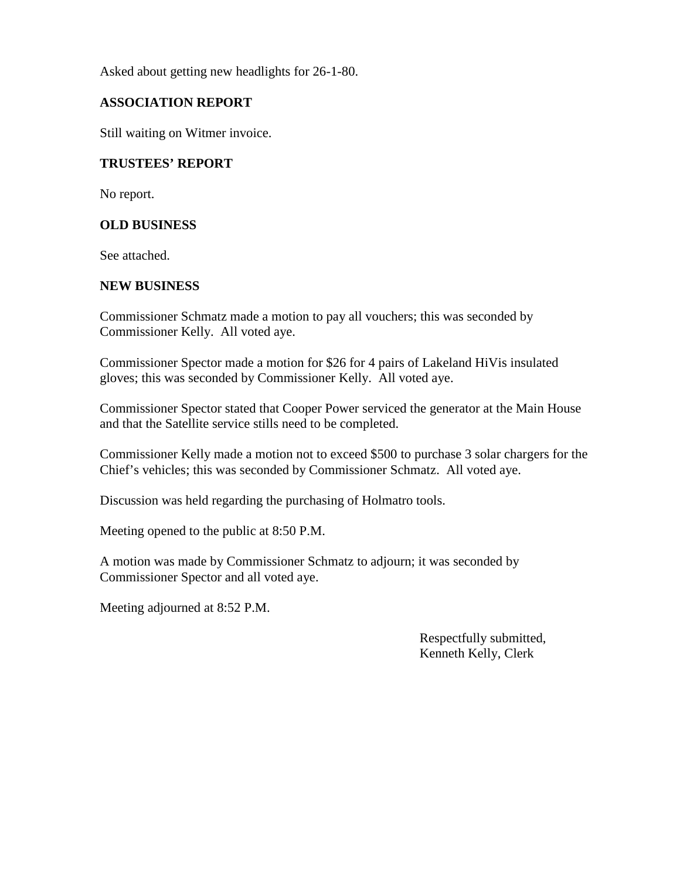Asked about getting new headlights for 26-1-80.

## ASSOCIATION REPORT

Still waiting on Witmer invoice.

## TRUSTEES' REPORT

No report.

## OLD BUSINESS

See attached.

## NEW BUSINESS

Commissioner Schmatz made a motion to pay all vouchers; this was seconded by Commissioner Kelly. All voted aye.

Commissioner Spector made a motion for $26 for 4 pairs of Lakeland HiVis insulated gloves; this was seconded by Commissioner Kelly. All voted aye.

Commissioner Spector stated that Cooper Power serviced the generator at the Main House and that the Satellite service stills need to be completed.

Commissioner Kelly made a motion not to exceed $500 to purchase 3 solar chargers for the Chief's vehicles; this was seconded by Commissioner Schmatz. All voted aye.

Discussion was held regarding the purchasing of Holmatro tools.

Meeting opened to the public at 8:50 P.M.

A motion was made by Commissioner Schmatz to adjourn; it was seconded by Commissioner Spector and all voted aye.

Meeting adjourned at 8:52 P.M.

Respectfully submitted,
Kenneth Kelly, Clerk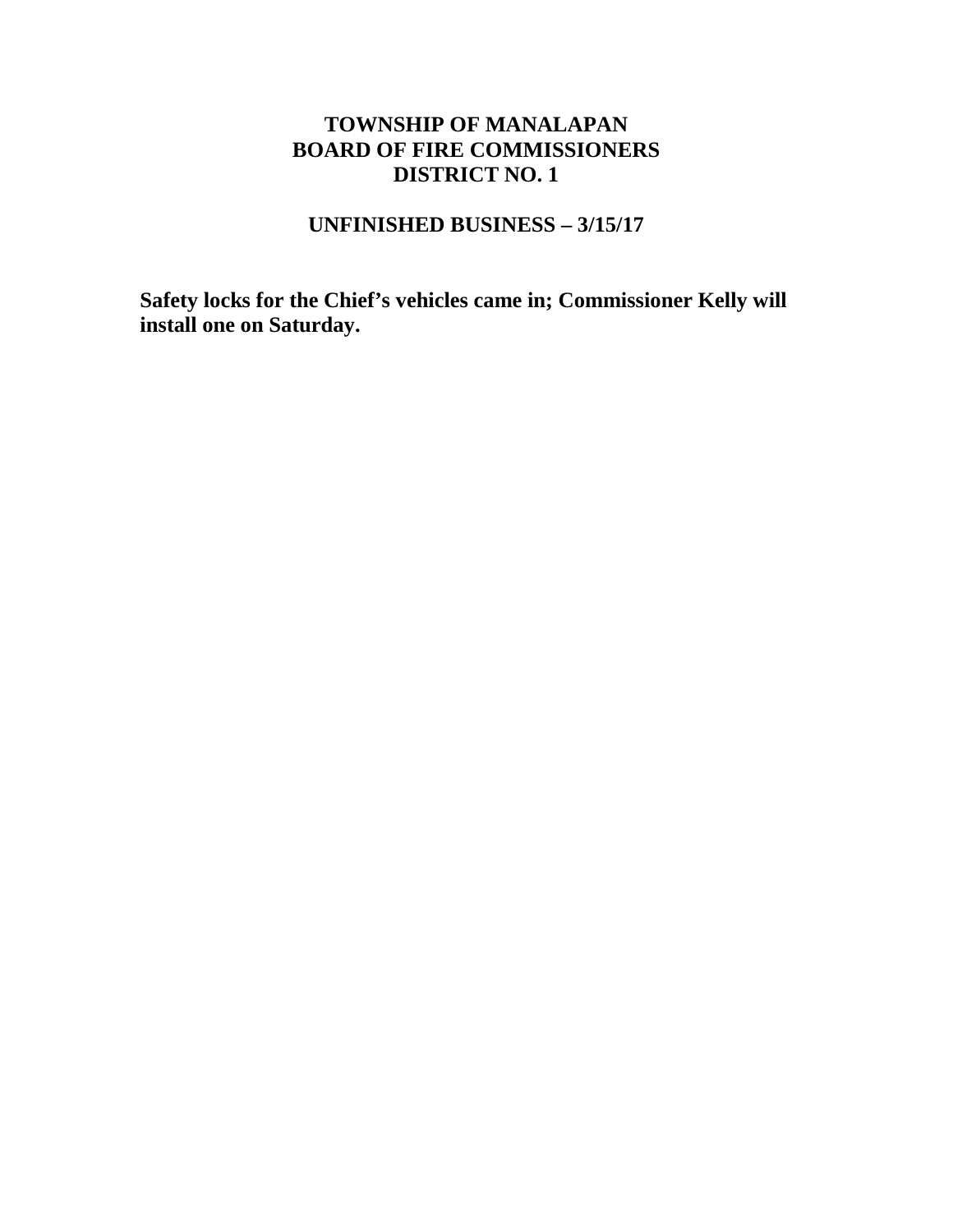# TOWNSHIP OF MANALAPAN
# BOARD OF FIRE COMMISSIONERS
# DISTRICT NO. 1

## UNFINISHED BUSINESS – 3/15/17

**Safety locks for the Chief's vehicles came in; Commissioner Kelly will install one on Saturday.**